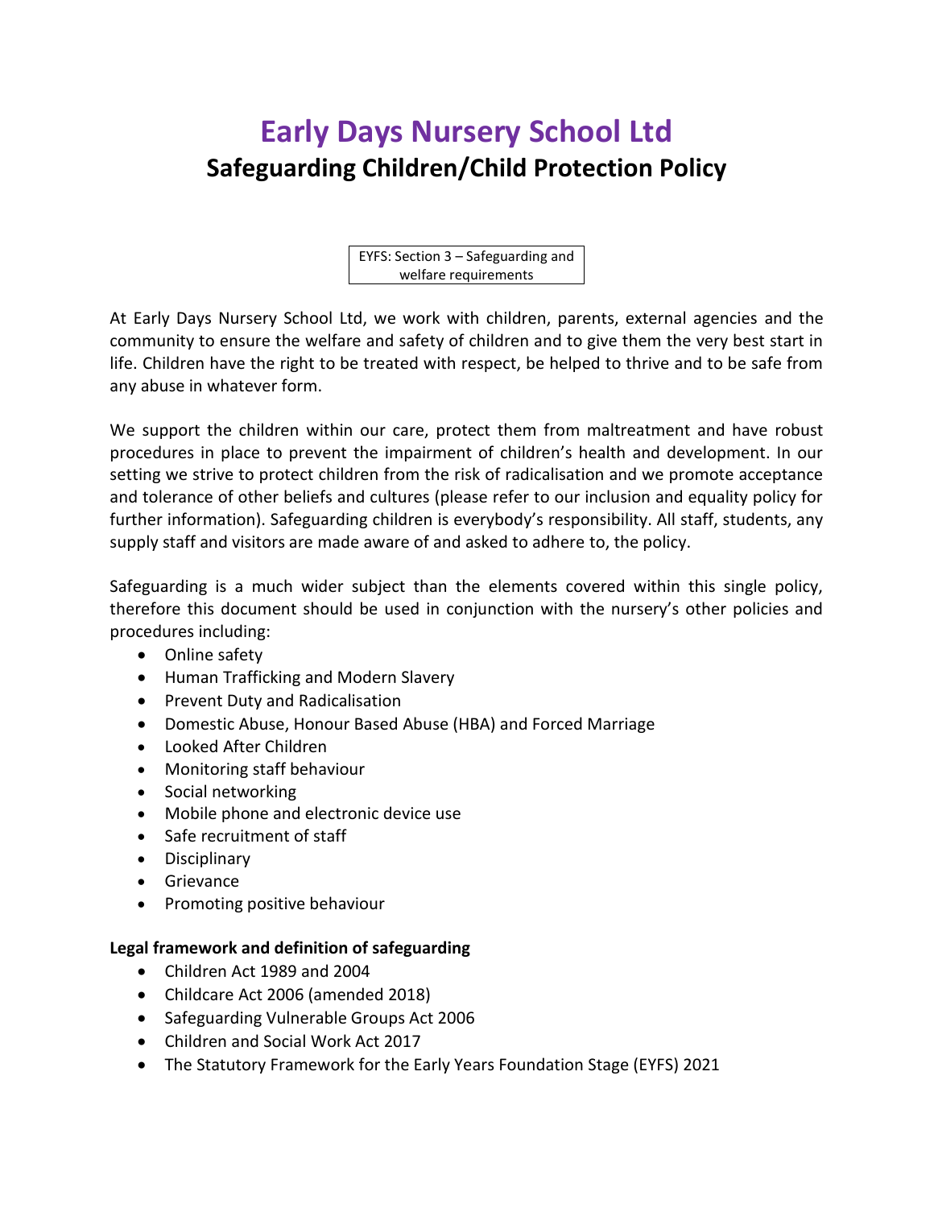# Early Days Nursery School Ltd

## Safeguarding Children/Child Protection Policy

EYFS: Section 3 – Safeguarding and welfare requirements

At Early Days Nursery School Ltd, we work with children, parents, external agencies and the community to ensure the welfare and safety of children and to give them the very best start in life. Children have the right to be treated with respect, be helped to thrive and to be safe from any abuse in whatever form.

We support the children within our care, protect them from maltreatment and have robust procedures in place to prevent the impairment of children's health and development. In our setting we strive to protect children from the risk of radicalisation and we promote acceptance and tolerance of other beliefs and cultures (please refer to our inclusion and equality policy for further information). Safeguarding children is everybody's responsibility. All staff, students, any supply staff and visitors are made aware of and asked to adhere to, the policy.

Safeguarding is a much wider subject than the elements covered within this single policy, therefore this document should be used in conjunction with the nursery's other policies and procedures including:

- Online safety
- Human Trafficking and Modern Slavery
- Prevent Duty and Radicalisation
- Domestic Abuse, Honour Based Abuse (HBA) and Forced Marriage
- Looked After Children
- Monitoring staff behaviour
- Social networking
- Mobile phone and electronic device use
- Safe recruitment of staff
- Disciplinary
- Grievance
- Promoting positive behaviour

**Legal framework and definition of safeguarding**

- Children Act 1989 and 2004
- Childcare Act 2006 (amended 2018)
- Safeguarding Vulnerable Groups Act 2006
- Children and Social Work Act 2017
- The Statutory Framework for the Early Years Foundation Stage (EYFS) 2021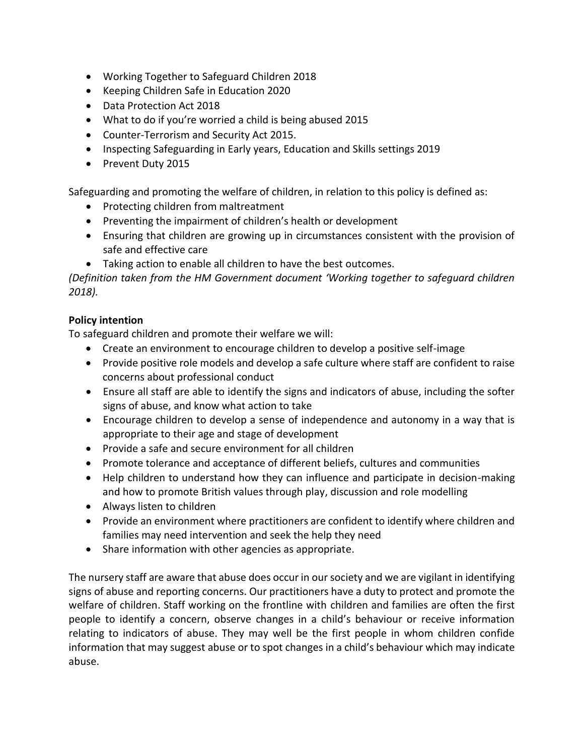- Working Together to Safeguard Children 2018
- Keeping Children Safe in Education 2020
- Data Protection Act 2018
- What to do if you're worried a child is being abused 2015
- Counter-Terrorism and Security Act 2015.
- Inspecting Safeguarding in Early years, Education and Skills settings 2019
- Prevent Duty 2015

Safeguarding and promoting the welfare of children, in relation to this policy is defined as:

- Protecting children from maltreatment
- Preventing the impairment of children's health or development
- Ensuring that children are growing up in circumstances consistent with the provision of safe and effective care
- Taking action to enable all children to have the best outcomes.

*(Definition taken from the HM Government document 'Working together to safeguard children 2018).*

**Policy intention**

To safeguard children and promote their welfare we will:

- Create an environment to encourage children to develop a positive self-image
- Provide positive role models and develop a safe culture where staff are confident to raise concerns about professional conduct
- Ensure all staff are able to identify the signs and indicators of abuse, including the softer signs of abuse, and know what action to take
- Encourage children to develop a sense of independence and autonomy in a way that is appropriate to their age and stage of development
- Provide a safe and secure environment for all children
- Promote tolerance and acceptance of different beliefs, cultures and communities
- Help children to understand how they can influence and participate in decision-making and how to promote British values through play, discussion and role modelling
- Always listen to children
- Provide an environment where practitioners are confident to identify where children and families may need intervention and seek the help they need
- Share information with other agencies as appropriate.

The nursery staff are aware that abuse does occur in our society and we are vigilant in identifying signs of abuse and reporting concerns. Our practitioners have a duty to protect and promote the welfare of children. Staff working on the frontline with children and families are often the first people to identify a concern, observe changes in a child's behaviour or receive information relating to indicators of abuse. They may well be the first people in whom children confide information that may suggest abuse or to spot changes in a child's behaviour which may indicate abuse.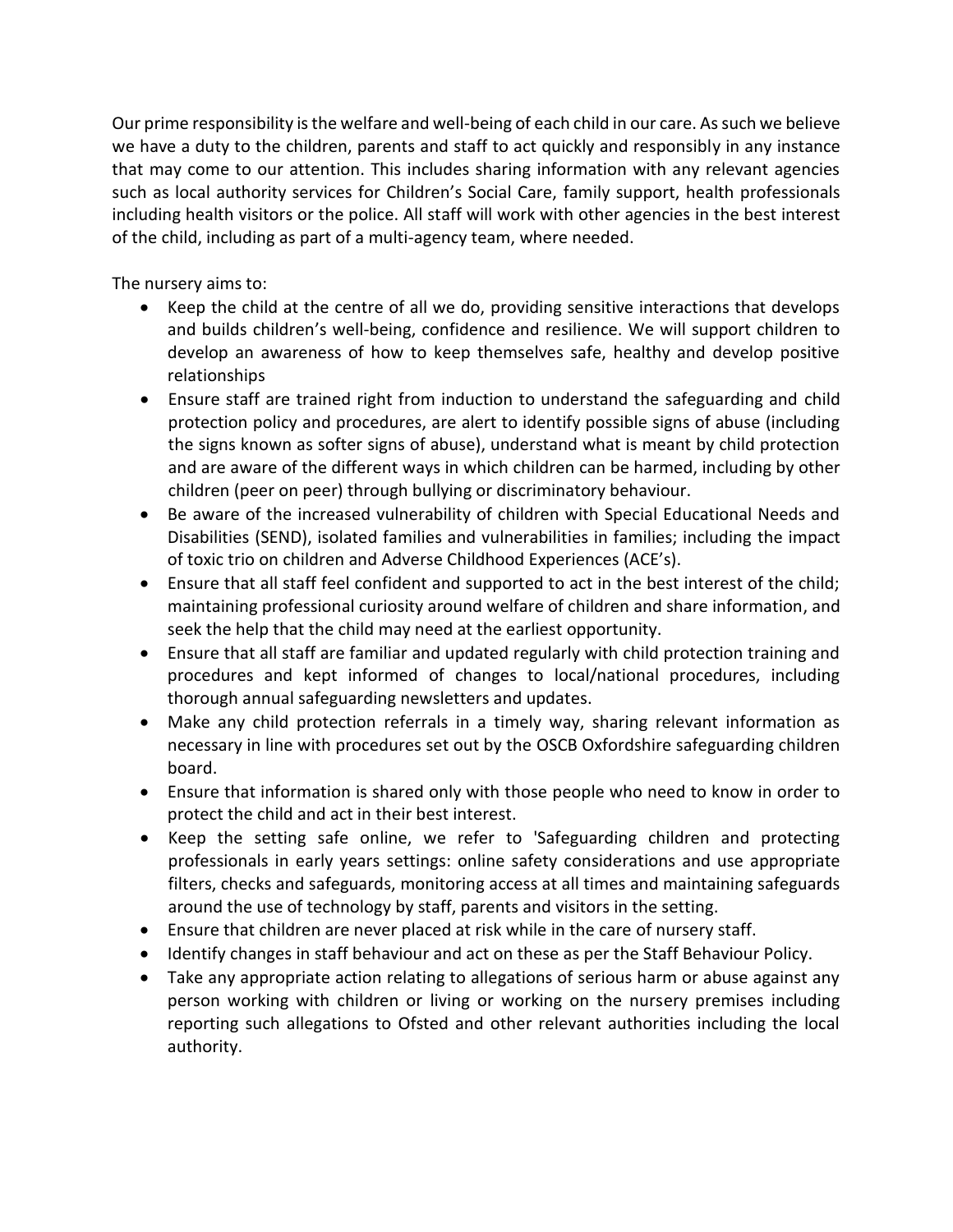Our prime responsibility is the welfare and well-being of each child in our care. As such we believe we have a duty to the children, parents and staff to act quickly and responsibly in any instance that may come to our attention. This includes sharing information with any relevant agencies such as local authority services for Children's Social Care, family support, health professionals including health visitors or the police. All staff will work with other agencies in the best interest of the child, including as part of a multi-agency team, where needed.

The nursery aims to:

- Keep the child at the centre of all we do, providing sensitive interactions that develops and builds children's well-being, confidence and resilience. We will support children to develop an awareness of how to keep themselves safe, healthy and develop positive relationships
- Ensure staff are trained right from induction to understand the safeguarding and child protection policy and procedures, are alert to identify possible signs of abuse (including the signs known as softer signs of abuse), understand what is meant by child protection and are aware of the different ways in which children can be harmed, including by other children (peer on peer) through bullying or discriminatory behaviour.
- Be aware of the increased vulnerability of children with Special Educational Needs and Disabilities (SEND), isolated families and vulnerabilities in families; including the impact of toxic trio on children and Adverse Childhood Experiences (ACE's).
- Ensure that all staff feel confident and supported to act in the best interest of the child; maintaining professional curiosity around welfare of children and share information, and seek the help that the child may need at the earliest opportunity.
- Ensure that all staff are familiar and updated regularly with child protection training and procedures and kept informed of changes to local/national procedures, including thorough annual safeguarding newsletters and updates.
- Make any child protection referrals in a timely way, sharing relevant information as necessary in line with procedures set out by the OSCB Oxfordshire safeguarding children board.
- Ensure that information is shared only with those people who need to know in order to protect the child and act in their best interest.
- Keep the setting safe online, we refer to 'Safeguarding children and protecting professionals in early years settings: online safety considerations and use appropriate filters, checks and safeguards, monitoring access at all times and maintaining safeguards around the use of technology by staff, parents and visitors in the setting.
- Ensure that children are never placed at risk while in the care of nursery staff.
- Identify changes in staff behaviour and act on these as per the Staff Behaviour Policy.
- Take any appropriate action relating to allegations of serious harm or abuse against any person working with children or living or working on the nursery premises including reporting such allegations to Ofsted and other relevant authorities including the local authority.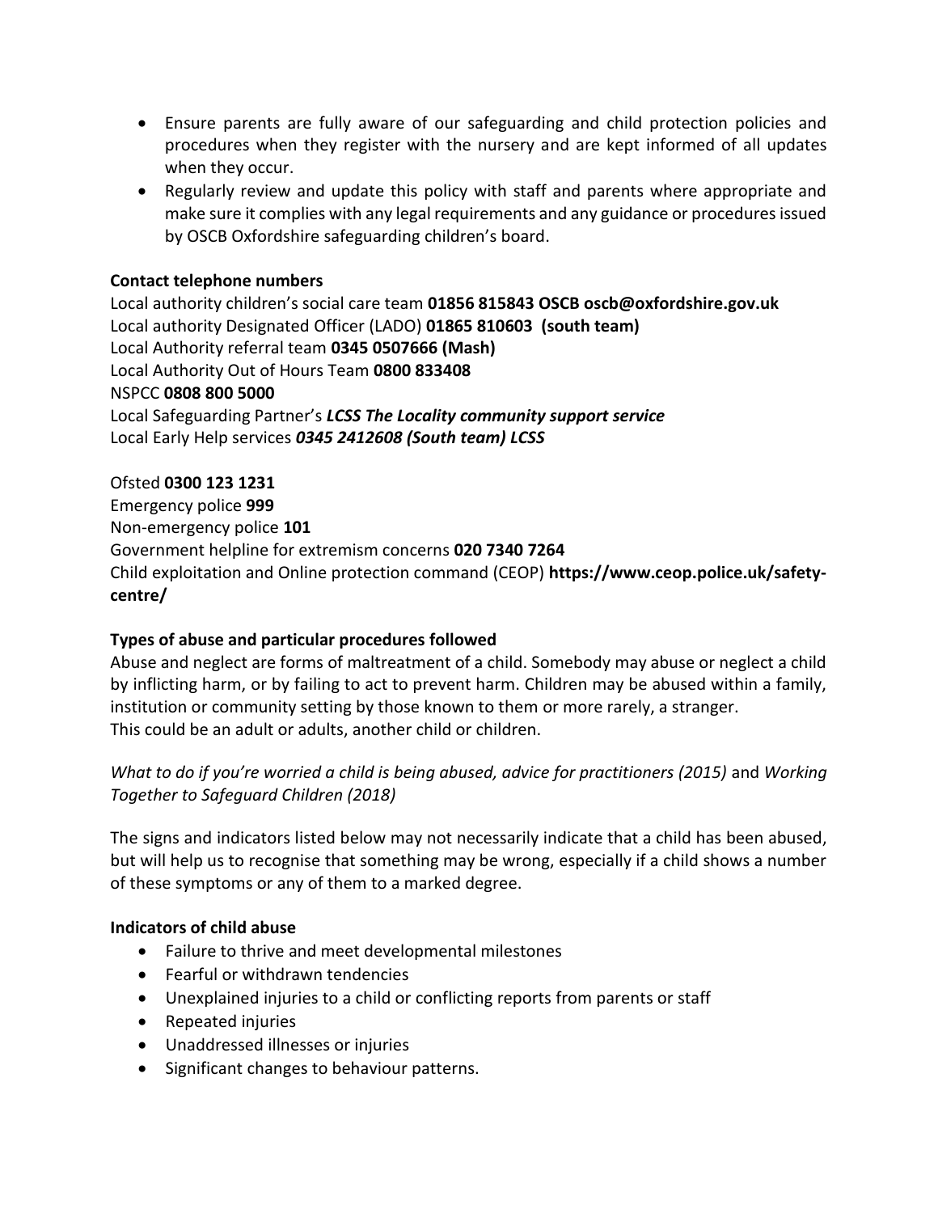- Ensure parents are fully aware of our safeguarding and child protection policies and procedures when they register with the nursery and are kept informed of all updates when they occur.
- Regularly review and update this policy with staff and parents where appropriate and make sure it complies with any legal requirements and any guidance or procedures issued by OSCB Oxfordshire safeguarding children's board.

**Contact telephone numbers**

Local authority children's social care team **01856 815843 OSCB oscb@oxfordshire.gov.uk**
Local authority Designated Officer (LADO) **01865 810603 (south team)**
Local Authority referral team **0345 0507666 (Mash)**
Local Authority Out of Hours Team **0800 833408**
NSPCC **0808 800 5000**
Local Safeguarding Partner's ***LCSS The Locality community support service***
Local Early Help services ***0345 2412608 (South team) LCSS***

Ofsted **0300 123 1231**
Emergency police **999**
Non-emergency police **101**
Government helpline for extremism concerns **020 7340 7264**
Child exploitation and Online protection command (CEOP) **https://www.ceop.police.uk/safety-centre/**

**Types of abuse and particular procedures followed**

Abuse and neglect are forms of maltreatment of a child. Somebody may abuse or neglect a child by inflicting harm, or by failing to act to prevent harm. Children may be abused within a family, institution or community setting by those known to them or more rarely, a stranger.
This could be an adult or adults, another child or children.

*What to do if you're worried a child is being abused, advice for practitioners (2015)* and *Working Together to Safeguard Children (2018)*

The signs and indicators listed below may not necessarily indicate that a child has been abused, but will help us to recognise that something may be wrong, especially if a child shows a number of these symptoms or any of them to a marked degree.

**Indicators of child abuse**

- Failure to thrive and meet developmental milestones
- Fearful or withdrawn tendencies
- Unexplained injuries to a child or conflicting reports from parents or staff
- Repeated injuries
- Unaddressed illnesses or injuries
- Significant changes to behaviour patterns.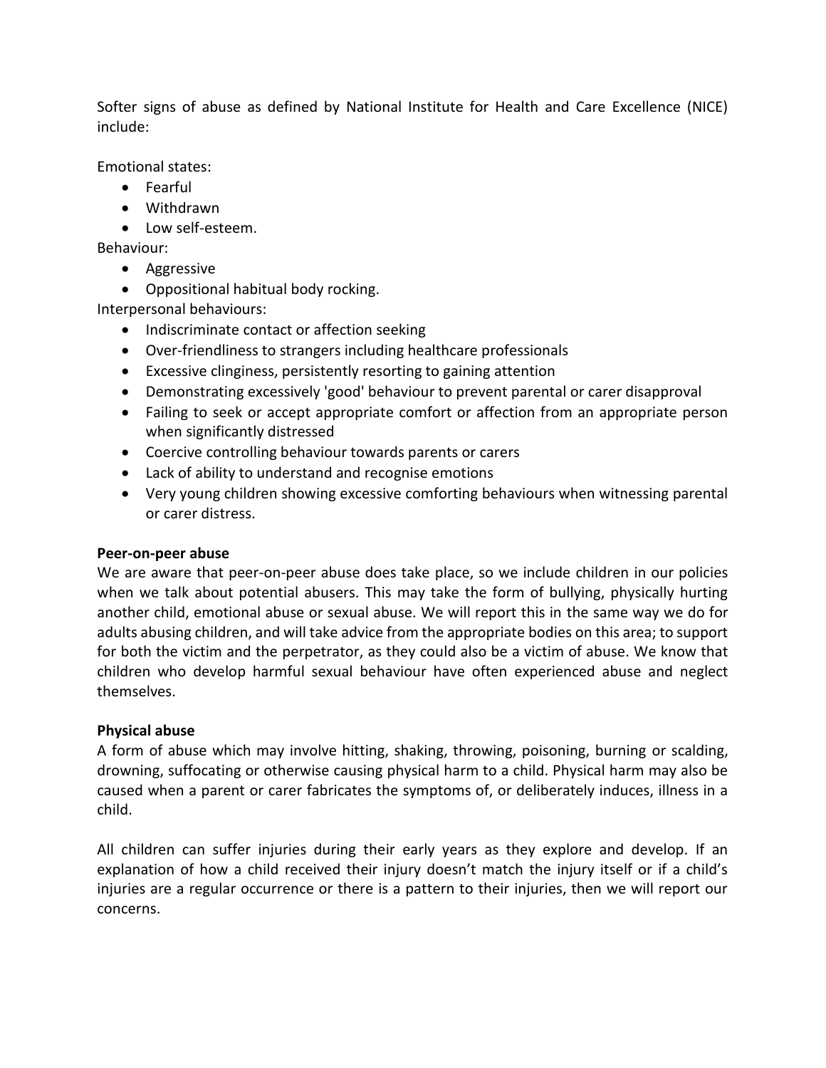Softer signs of abuse as defined by National Institute for Health and Care Excellence (NICE) include:

Emotional states:

- Fearful
- Withdrawn
- Low self-esteem.

Behaviour:

- Aggressive
- Oppositional habitual body rocking.

Interpersonal behaviours:

- Indiscriminate contact or affection seeking
- Over-friendliness to strangers including healthcare professionals
- Excessive clinginess, persistently resorting to gaining attention
- Demonstrating excessively 'good' behaviour to prevent parental or carer disapproval
- Failing to seek or accept appropriate comfort or affection from an appropriate person when significantly distressed
- Coercive controlling behaviour towards parents or carers
- Lack of ability to understand and recognise emotions
- Very young children showing excessive comforting behaviours when witnessing parental or carer distress.

**Peer-on-peer abuse**

We are aware that peer-on-peer abuse does take place, so we include children in our policies when we talk about potential abusers. This may take the form of bullying, physically hurting another child, emotional abuse or sexual abuse. We will report this in the same way we do for adults abusing children, and will take advice from the appropriate bodies on this area; to support for both the victim and the perpetrator, as they could also be a victim of abuse. We know that children who develop harmful sexual behaviour have often experienced abuse and neglect themselves.

**Physical abuse**

A form of abuse which may involve hitting, shaking, throwing, poisoning, burning or scalding, drowning, suffocating or otherwise causing physical harm to a child. Physical harm may also be caused when a parent or carer fabricates the symptoms of, or deliberately induces, illness in a child.

All children can suffer injuries during their early years as they explore and develop. If an explanation of how a child received their injury doesn't match the injury itself or if a child's injuries are a regular occurrence or there is a pattern to their injuries, then we will report our concerns.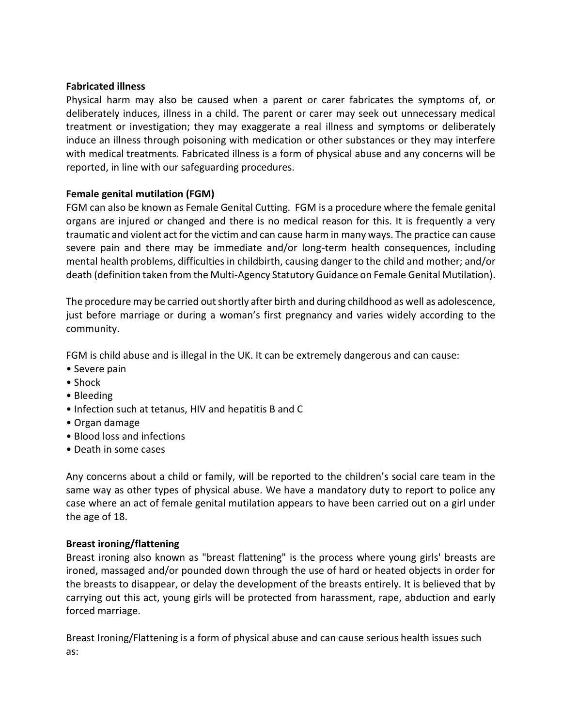**Fabricated illness**

Physical harm may also be caused when a parent or carer fabricates the symptoms of, or deliberately induces, illness in a child. The parent or carer may seek out unnecessary medical treatment or investigation; they may exaggerate a real illness and symptoms or deliberately induce an illness through poisoning with medication or other substances or they may interfere with medical treatments. Fabricated illness is a form of physical abuse and any concerns will be reported, in line with our safeguarding procedures.

**Female genital mutilation (FGM)**

FGM can also be known as Female Genital Cutting. FGM is a procedure where the female genital organs are injured or changed and there is no medical reason for this. It is frequently a very traumatic and violent act for the victim and can cause harm in many ways. The practice can cause severe pain and there may be immediate and/or long-term health consequences, including mental health problems, difficulties in childbirth, causing danger to the child and mother; and/or death (definition taken from the Multi-Agency Statutory Guidance on Female Genital Mutilation).

The procedure may be carried out shortly after birth and during childhood as well as adolescence, just before marriage or during a woman's first pregnancy and varies widely according to the community.

FGM is child abuse and is illegal in the UK. It can be extremely dangerous and can cause:

- Severe pain
- Shock
- Bleeding
- Infection such at tetanus, HIV and hepatitis B and C
- Organ damage
- Blood loss and infections
- Death in some cases

Any concerns about a child or family, will be reported to the children's social care team in the same way as other types of physical abuse. We have a mandatory duty to report to police any case where an act of female genital mutilation appears to have been carried out on a girl under the age of 18.

**Breast ironing/flattening**

Breast ironing also known as "breast flattening" is the process where young girls' breasts are ironed, massaged and/or pounded down through the use of hard or heated objects in order for the breasts to disappear, or delay the development of the breasts entirely. It is believed that by carrying out this act, young girls will be protected from harassment, rape, abduction and early forced marriage.

Breast Ironing/Flattening is a form of physical abuse and can cause serious health issues such as: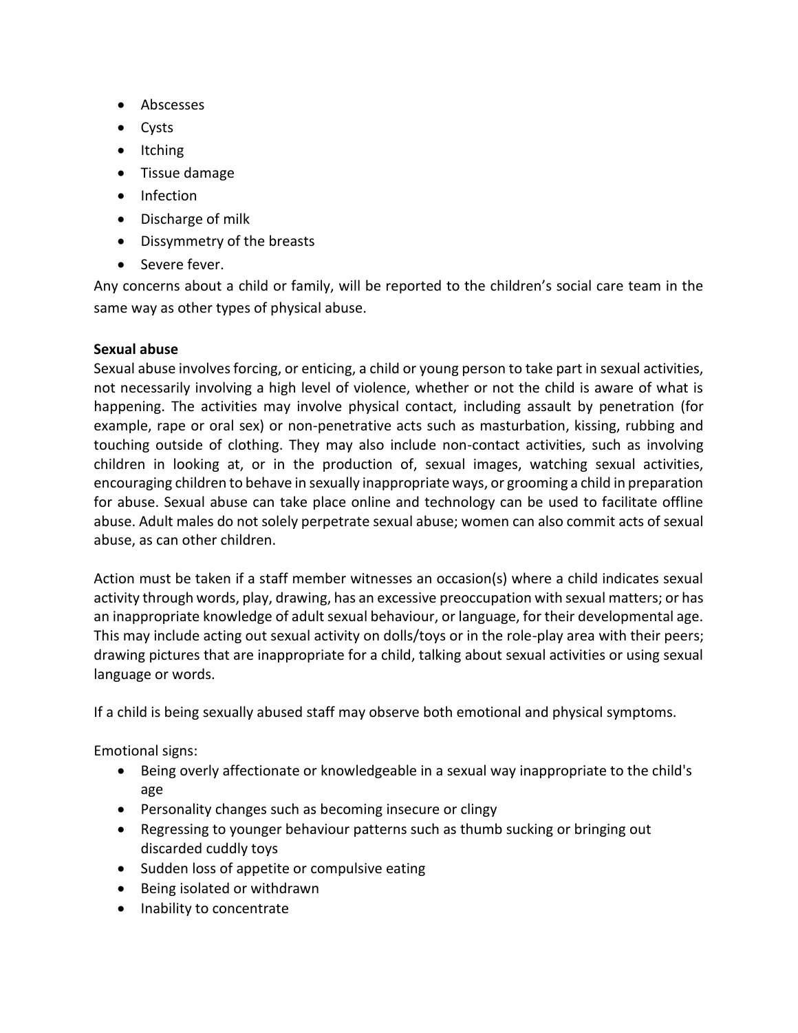- Abscesses
- Cysts
- Itching
- Tissue damage
- Infection
- Discharge of milk
- Dissymmetry of the breasts
- Severe fever.

Any concerns about a child or family, will be reported to the children's social care team in the same way as other types of physical abuse.

**Sexual abuse**

Sexual abuse involves forcing, or enticing, a child or young person to take part in sexual activities, not necessarily involving a high level of violence, whether or not the child is aware of what is happening. The activities may involve physical contact, including assault by penetration (for example, rape or oral sex) or non-penetrative acts such as masturbation, kissing, rubbing and touching outside of clothing. They may also include non-contact activities, such as involving children in looking at, or in the production of, sexual images, watching sexual activities, encouraging children to behave in sexually inappropriate ways, or grooming a child in preparation for abuse. Sexual abuse can take place online and technology can be used to facilitate offline abuse. Adult males do not solely perpetrate sexual abuse; women can also commit acts of sexual abuse, as can other children.

Action must be taken if a staff member witnesses an occasion(s) where a child indicates sexual activity through words, play, drawing, has an excessive preoccupation with sexual matters; or has an inappropriate knowledge of adult sexual behaviour, or language, for their developmental age. This may include acting out sexual activity on dolls/toys or in the role-play area with their peers; drawing pictures that are inappropriate for a child, talking about sexual activities or using sexual language or words.

If a child is being sexually abused staff may observe both emotional and physical symptoms.

Emotional signs:

- Being overly affectionate or knowledgeable in a sexual way inappropriate to the child's age
- Personality changes such as becoming insecure or clingy
- Regressing to younger behaviour patterns such as thumb sucking or bringing out discarded cuddly toys
- Sudden loss of appetite or compulsive eating
- Being isolated or withdrawn
- Inability to concentrate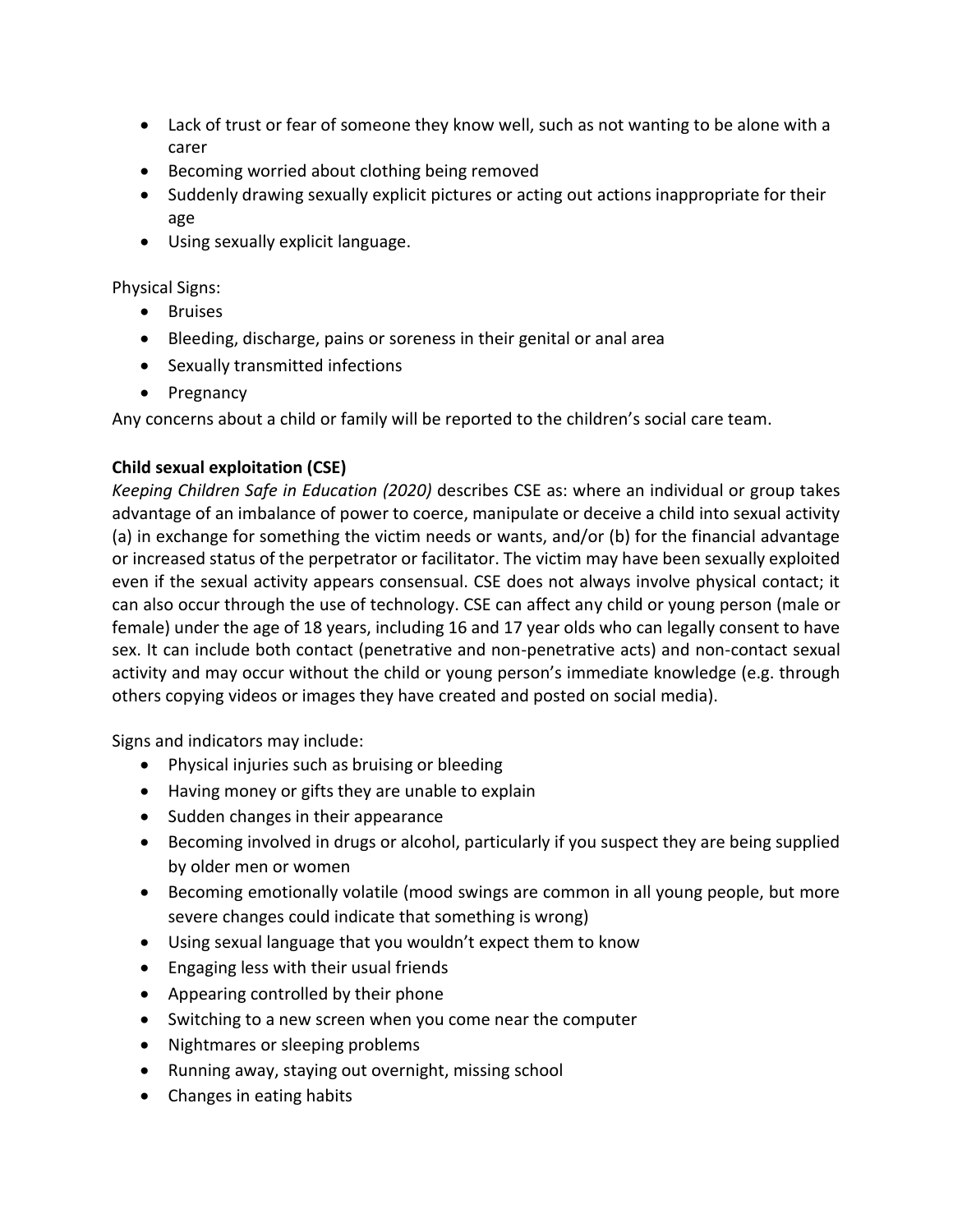- Lack of trust or fear of someone they know well, such as not wanting to be alone with a carer
- Becoming worried about clothing being removed
- Suddenly drawing sexually explicit pictures or acting out actions inappropriate for their age
- Using sexually explicit language.

Physical Signs:

- Bruises
- Bleeding, discharge, pains or soreness in their genital or anal area
- Sexually transmitted infections
- Pregnancy

Any concerns about a child or family will be reported to the children's social care team.

**Child sexual exploitation (CSE)**

*Keeping Children Safe in Education (2020)* describes CSE as: where an individual or group takes advantage of an imbalance of power to coerce, manipulate or deceive a child into sexual activity (a) in exchange for something the victim needs or wants, and/or (b) for the financial advantage or increased status of the perpetrator or facilitator. The victim may have been sexually exploited even if the sexual activity appears consensual. CSE does not always involve physical contact; it can also occur through the use of technology. CSE can affect any child or young person (male or female) under the age of 18 years, including 16 and 17 year olds who can legally consent to have sex. It can include both contact (penetrative and non-penetrative acts) and non-contact sexual activity and may occur without the child or young person's immediate knowledge (e.g. through others copying videos or images they have created and posted on social media).

Signs and indicators may include:

- Physical injuries such as bruising or bleeding
- Having money or gifts they are unable to explain
- Sudden changes in their appearance
- Becoming involved in drugs or alcohol, particularly if you suspect they are being supplied by older men or women
- Becoming emotionally volatile (mood swings are common in all young people, but more severe changes could indicate that something is wrong)
- Using sexual language that you wouldn't expect them to know
- Engaging less with their usual friends
- Appearing controlled by their phone
- Switching to a new screen when you come near the computer
- Nightmares or sleeping problems
- Running away, staying out overnight, missing school
- Changes in eating habits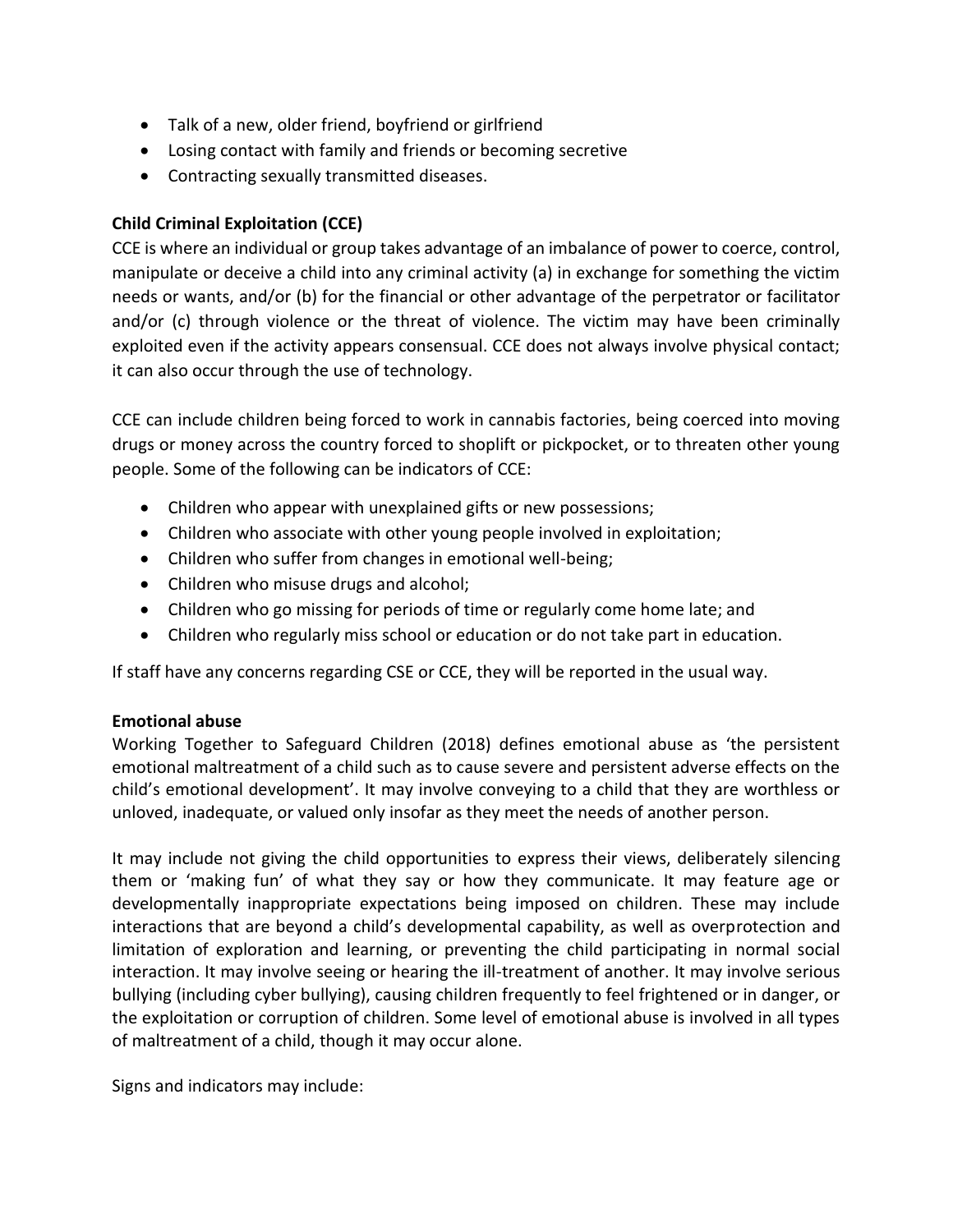- Talk of a new, older friend, boyfriend or girlfriend
- Losing contact with family and friends or becoming secretive
- Contracting sexually transmitted diseases.

**Child Criminal Exploitation (CCE)**

CCE is where an individual or group takes advantage of an imbalance of power to coerce, control, manipulate or deceive a child into any criminal activity (a) in exchange for something the victim needs or wants, and/or (b) for the financial or other advantage of the perpetrator or facilitator and/or (c) through violence or the threat of violence. The victim may have been criminally exploited even if the activity appears consensual. CCE does not always involve physical contact; it can also occur through the use of technology.

CCE can include children being forced to work in cannabis factories, being coerced into moving drugs or money across the country forced to shoplift or pickpocket, or to threaten other young people. Some of the following can be indicators of CCE:

- Children who appear with unexplained gifts or new possessions;
- Children who associate with other young people involved in exploitation;
- Children who suffer from changes in emotional well-being;
- Children who misuse drugs and alcohol;
- Children who go missing for periods of time or regularly come home late; and
- Children who regularly miss school or education or do not take part in education.

If staff have any concerns regarding CSE or CCE, they will be reported in the usual way.

**Emotional abuse**

Working Together to Safeguard Children (2018) defines emotional abuse as 'the persistent emotional maltreatment of a child such as to cause severe and persistent adverse effects on the child's emotional development'. It may involve conveying to a child that they are worthless or unloved, inadequate, or valued only insofar as they meet the needs of another person.

It may include not giving the child opportunities to express their views, deliberately silencing them or 'making fun' of what they say or how they communicate. It may feature age or developmentally inappropriate expectations being imposed on children. These may include interactions that are beyond a child's developmental capability, as well as overprotection and limitation of exploration and learning, or preventing the child participating in normal social interaction. It may involve seeing or hearing the ill-treatment of another. It may involve serious bullying (including cyber bullying), causing children frequently to feel frightened or in danger, or the exploitation or corruption of children. Some level of emotional abuse is involved in all types of maltreatment of a child, though it may occur alone.

Signs and indicators may include: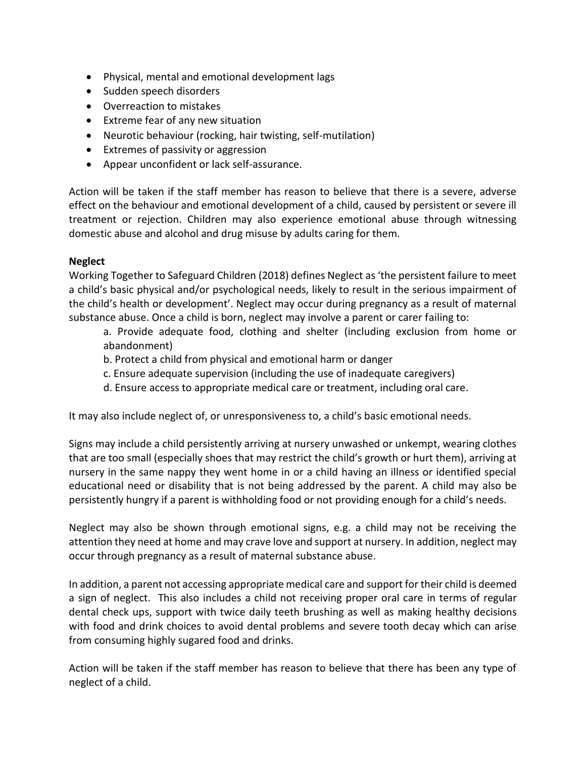- Physical, mental and emotional development lags
- Sudden speech disorders
- Overreaction to mistakes
- Extreme fear of any new situation
- Neurotic behaviour (rocking, hair twisting, self-mutilation)
- Extremes of passivity or aggression
- Appear unconfident or lack self-assurance.

Action will be taken if the staff member has reason to believe that there is a severe, adverse effect on the behaviour and emotional development of a child, caused by persistent or severe ill treatment or rejection. Children may also experience emotional abuse through witnessing domestic abuse and alcohol and drug misuse by adults caring for them.

**Neglect**

Working Together to Safeguard Children (2018) defines Neglect as 'the persistent failure to meet a child's basic physical and/or psychological needs, likely to result in the serious impairment of the child's health or development'. Neglect may occur during pregnancy as a result of maternal substance abuse. Once a child is born, neglect may involve a parent or carer failing to:

a. Provide adequate food, clothing and shelter (including exclusion from home or abandonment)
b. Protect a child from physical and emotional harm or danger
c. Ensure adequate supervision (including the use of inadequate caregivers)
d. Ensure access to appropriate medical care or treatment, including oral care.

It may also include neglect of, or unresponsiveness to, a child's basic emotional needs.

Signs may include a child persistently arriving at nursery unwashed or unkempt, wearing clothes that are too small (especially shoes that may restrict the child's growth or hurt them), arriving at nursery in the same nappy they went home in or a child having an illness or identified special educational need or disability that is not being addressed by the parent. A child may also be persistently hungry if a parent is withholding food or not providing enough for a child's needs.

Neglect may also be shown through emotional signs, e.g. a child may not be receiving the attention they need at home and may crave love and support at nursery. In addition, neglect may occur through pregnancy as a result of maternal substance abuse.

In addition, a parent not accessing appropriate medical care and support for their child is deemed a sign of neglect. This also includes a child not receiving proper oral care in terms of regular dental check ups, support with twice daily teeth brushing as well as making healthy decisions with food and drink choices to avoid dental problems and severe tooth decay which can arise from consuming highly sugared food and drinks.

Action will be taken if the staff member has reason to believe that there has been any type of neglect of a child.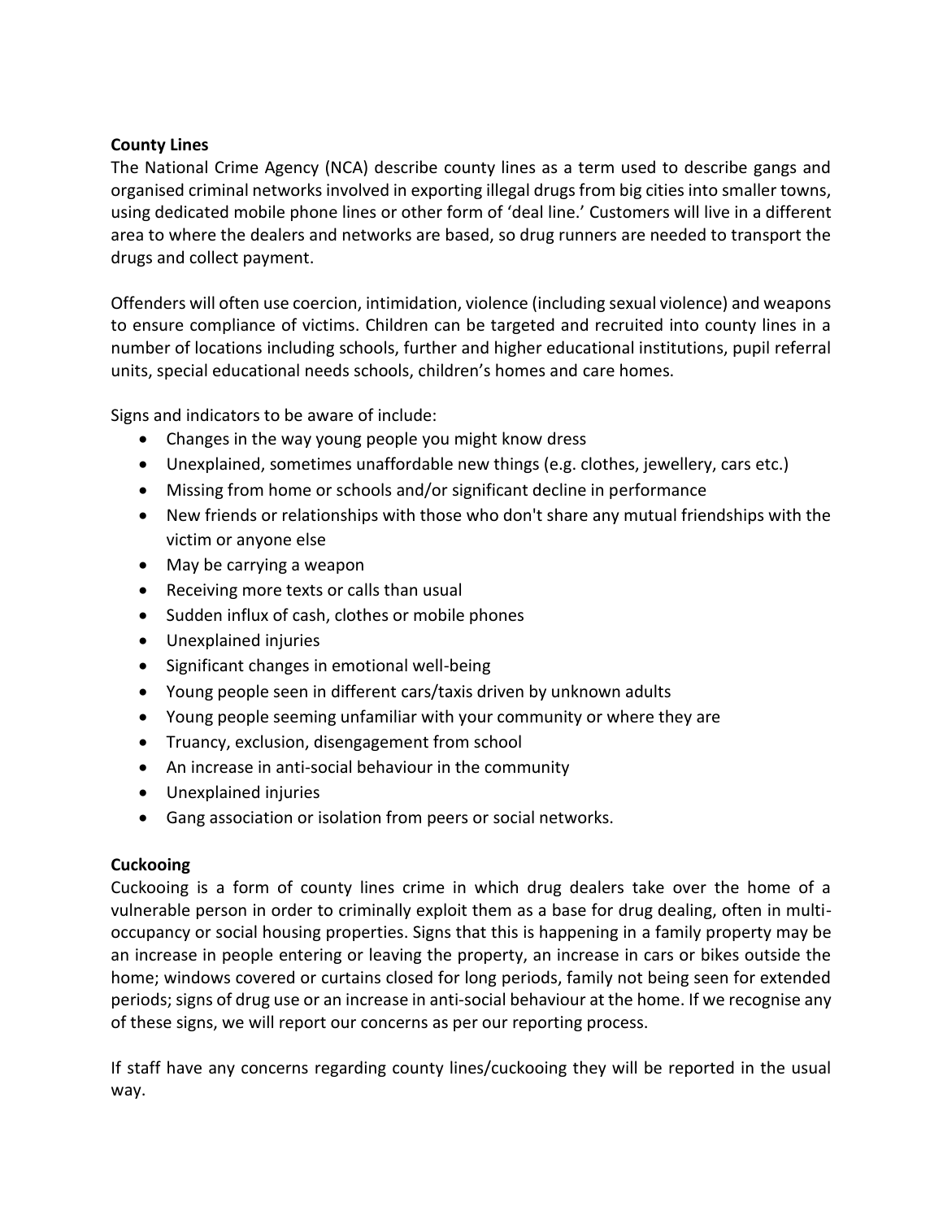**County Lines**

The National Crime Agency (NCA) describe county lines as a term used to describe gangs and organised criminal networks involved in exporting illegal drugs from big cities into smaller towns, using dedicated mobile phone lines or other form of 'deal line.' Customers will live in a different area to where the dealers and networks are based, so drug runners are needed to transport the drugs and collect payment.

Offenders will often use coercion, intimidation, violence (including sexual violence) and weapons to ensure compliance of victims. Children can be targeted and recruited into county lines in a number of locations including schools, further and higher educational institutions, pupil referral units, special educational needs schools, children's homes and care homes.

Signs and indicators to be aware of include:

- Changes in the way young people you might know dress
- Unexplained, sometimes unaffordable new things (e.g. clothes, jewellery, cars etc.)
- Missing from home or schools and/or significant decline in performance
- New friends or relationships with those who don't share any mutual friendships with the victim or anyone else
- May be carrying a weapon
- Receiving more texts or calls than usual
- Sudden influx of cash, clothes or mobile phones
- Unexplained injuries
- Significant changes in emotional well-being
- Young people seen in different cars/taxis driven by unknown adults
- Young people seeming unfamiliar with your community or where they are
- Truancy, exclusion, disengagement from school
- An increase in anti-social behaviour in the community
- Unexplained injuries
- Gang association or isolation from peers or social networks.

**Cuckooing**

Cuckooing is a form of county lines crime in which drug dealers take over the home of a vulnerable person in order to criminally exploit them as a base for drug dealing, often in multi-occupancy or social housing properties. Signs that this is happening in a family property may be an increase in people entering or leaving the property, an increase in cars or bikes outside the home; windows covered or curtains closed for long periods, family not being seen for extended periods; signs of drug use or an increase in anti-social behaviour at the home. If we recognise any of these signs, we will report our concerns as per our reporting process.

If staff have any concerns regarding county lines/cuckooing they will be reported in the usual way.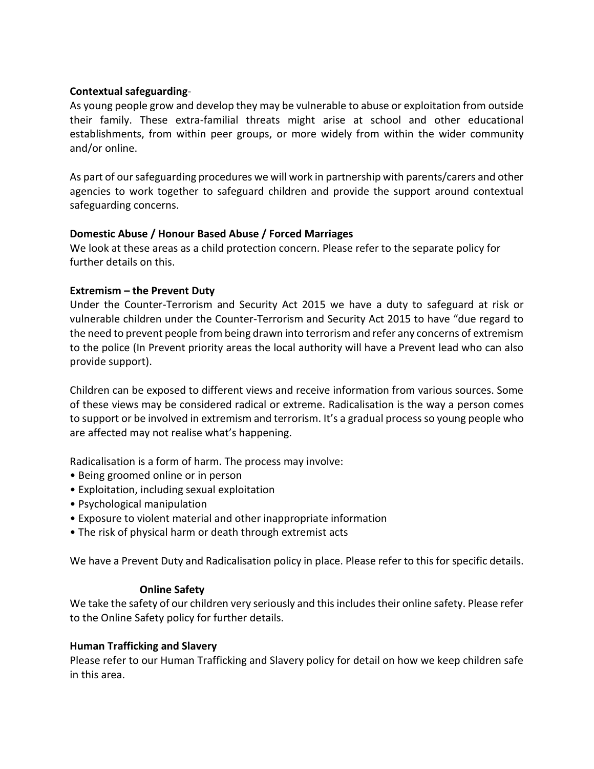**Contextual safeguarding**-

As young people grow and develop they may be vulnerable to abuse or exploitation from outside their family. These extra-familial threats might arise at school and other educational establishments, from within peer groups, or more widely from within the wider community and/or online.

As part of our safeguarding procedures we will work in partnership with parents/carers and other agencies to work together to safeguard children and provide the support around contextual safeguarding concerns.

**Domestic Abuse / Honour Based Abuse / Forced Marriages**

We look at these areas as a child protection concern. Please refer to the separate policy for further details on this.

**Extremism – the Prevent Duty**

Under the Counter-Terrorism and Security Act 2015 we have a duty to safeguard at risk or vulnerable children under the Counter-Terrorism and Security Act 2015 to have "due regard to the need to prevent people from being drawn into terrorism and refer any concerns of extremism to the police (In Prevent priority areas the local authority will have a Prevent lead who can also provide support).

Children can be exposed to different views and receive information from various sources. Some of these views may be considered radical or extreme. Radicalisation is the way a person comes to support or be involved in extremism and terrorism. It's a gradual process so young people who are affected may not realise what's happening.

Radicalisation is a form of harm. The process may involve:

- Being groomed online or in person
- Exploitation, including sexual exploitation
- Psychological manipulation
- Exposure to violent material and other inappropriate information
- The risk of physical harm or death through extremist acts

We have a Prevent Duty and Radicalisation policy in place. Please refer to this for specific details.

**Online Safety**

We take the safety of our children very seriously and this includes their online safety. Please refer to the Online Safety policy for further details.

**Human Trafficking and Slavery**

Please refer to our Human Trafficking and Slavery policy for detail on how we keep children safe in this area.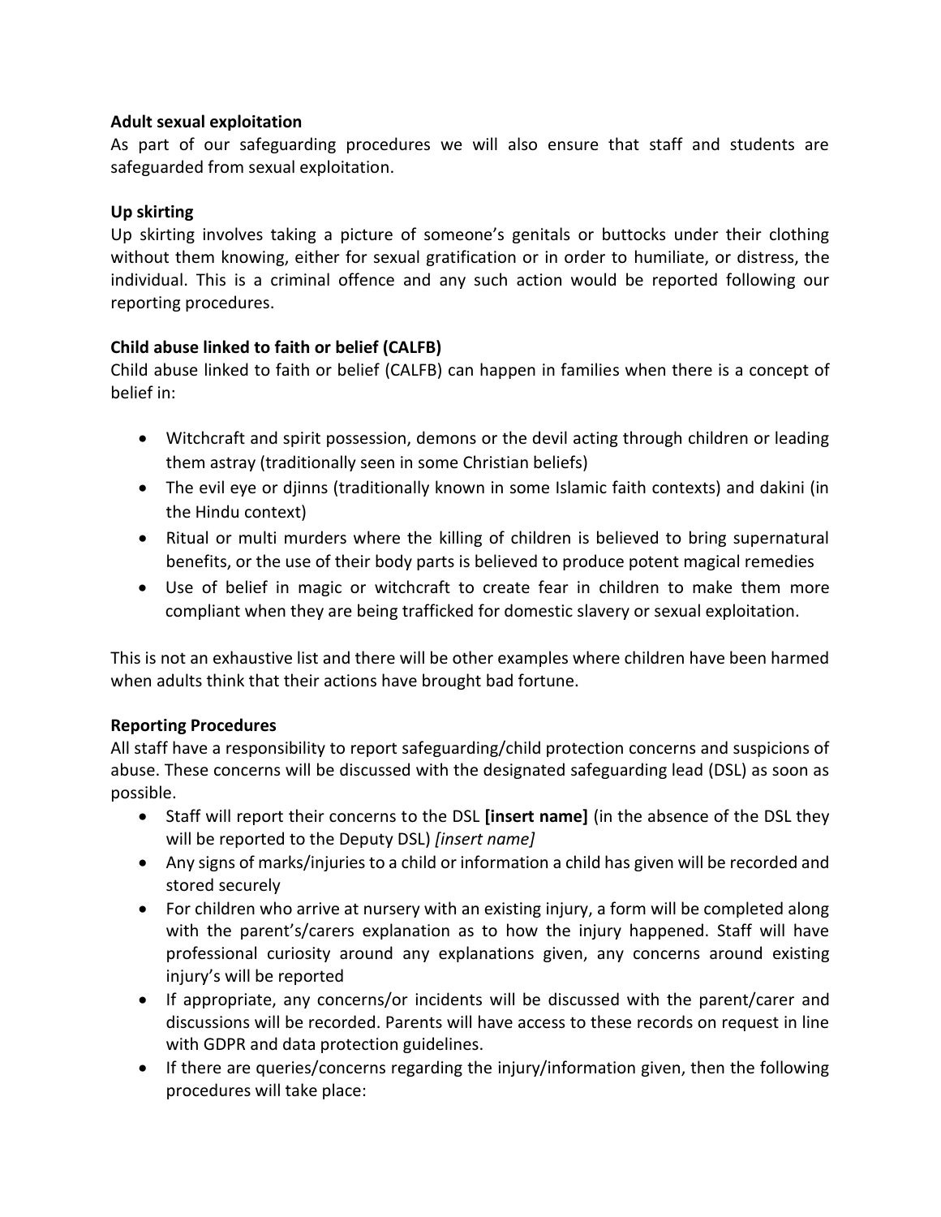**Adult sexual exploitation**

As part of our safeguarding procedures we will also ensure that staff and students are safeguarded from sexual exploitation.

**Up skirting**

Up skirting involves taking a picture of someone's genitals or buttocks under their clothing without them knowing, either for sexual gratification or in order to humiliate, or distress, the individual. This is a criminal offence and any such action would be reported following our reporting procedures.

**Child abuse linked to faith or belief (CALFB)**

Child abuse linked to faith or belief (CALFB) can happen in families when there is a concept of belief in:

- Witchcraft and spirit possession, demons or the devil acting through children or leading them astray (traditionally seen in some Christian beliefs)
- The evil eye or djinns (traditionally known in some Islamic faith contexts) and dakini (in the Hindu context)
- Ritual or multi murders where the killing of children is believed to bring supernatural benefits, or the use of their body parts is believed to produce potent magical remedies
- Use of belief in magic or witchcraft to create fear in children to make them more compliant when they are being trafficked for domestic slavery or sexual exploitation.

This is not an exhaustive list and there will be other examples where children have been harmed when adults think that their actions have brought bad fortune.

**Reporting Procedures**

All staff have a responsibility to report safeguarding/child protection concerns and suspicions of abuse. These concerns will be discussed with the designated safeguarding lead (DSL) as soon as possible.

- Staff will report their concerns to the DSL **[insert name]** (in the absence of the DSL they will be reported to the Deputy DSL) *[insert name]*
- Any signs of marks/injuries to a child or information a child has given will be recorded and stored securely
- For children who arrive at nursery with an existing injury, a form will be completed along with the parent's/carers explanation as to how the injury happened. Staff will have professional curiosity around any explanations given, any concerns around existing injury's will be reported
- If appropriate, any concerns/or incidents will be discussed with the parent/carer and discussions will be recorded. Parents will have access to these records on request in line with GDPR and data protection guidelines.
- If there are queries/concerns regarding the injury/information given, then the following procedures will take place: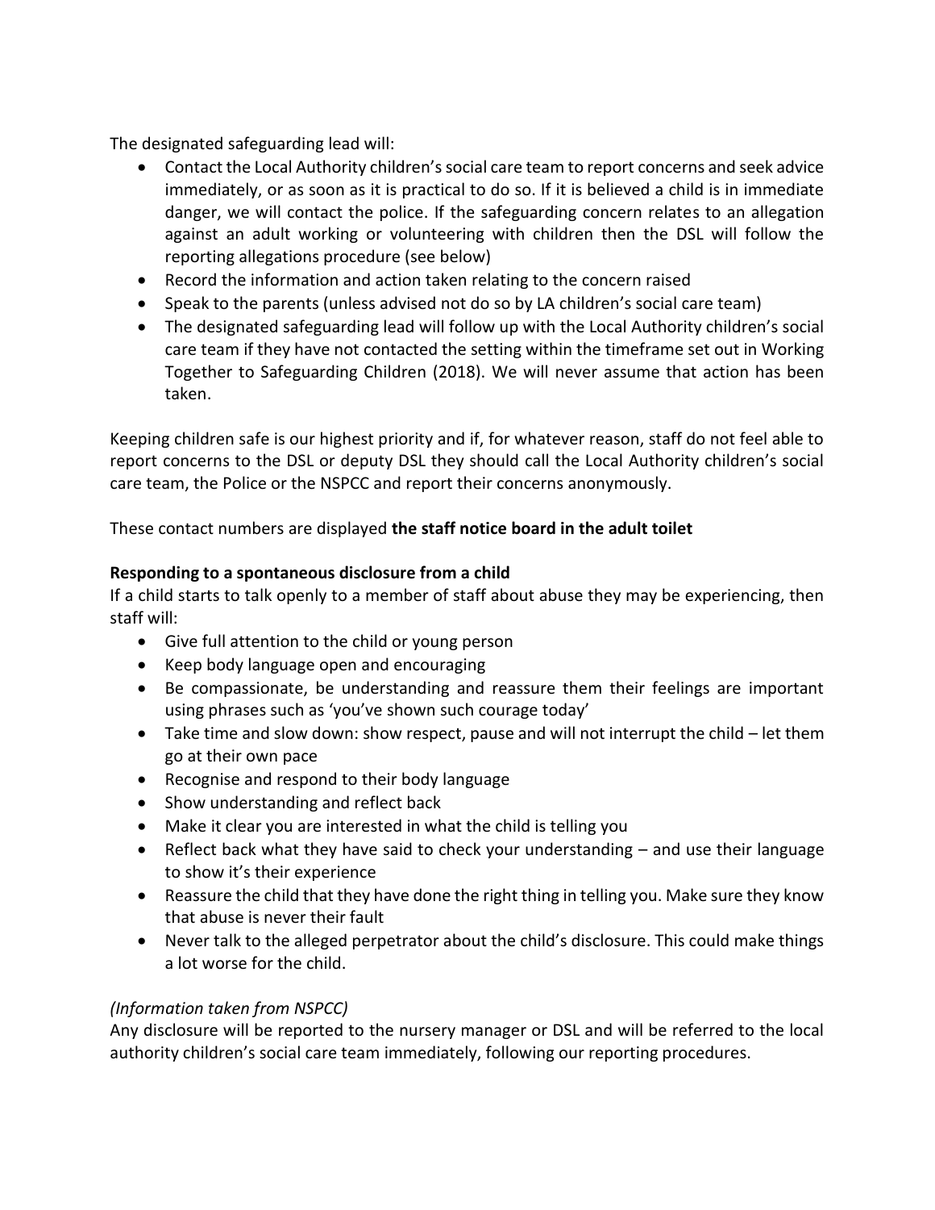The designated safeguarding lead will:

- Contact the Local Authority children's social care team to report concerns and seek advice immediately, or as soon as it is practical to do so. If it is believed a child is in immediate danger, we will contact the police. If the safeguarding concern relates to an allegation against an adult working or volunteering with children then the DSL will follow the reporting allegations procedure (see below)
- Record the information and action taken relating to the concern raised
- Speak to the parents (unless advised not do so by LA children's social care team)
- The designated safeguarding lead will follow up with the Local Authority children's social care team if they have not contacted the setting within the timeframe set out in Working Together to Safeguarding Children (2018). We will never assume that action has been taken.

Keeping children safe is our highest priority and if, for whatever reason, staff do not feel able to report concerns to the DSL or deputy DSL they should call the Local Authority children's social care team, the Police or the NSPCC and report their concerns anonymously.

These contact numbers are displayed **the staff notice board in the adult toilet**

**Responding to a spontaneous disclosure from a child**

If a child starts to talk openly to a member of staff about abuse they may be experiencing, then staff will:

- Give full attention to the child or young person
- Keep body language open and encouraging
- Be compassionate, be understanding and reassure them their feelings are important using phrases such as 'you've shown such courage today'
- Take time and slow down: show respect, pause and will not interrupt the child – let them go at their own pace
- Recognise and respond to their body language
- Show understanding and reflect back
- Make it clear you are interested in what the child is telling you
- Reflect back what they have said to check your understanding – and use their language to show it's their experience
- Reassure the child that they have done the right thing in telling you. Make sure they know that abuse is never their fault
- Never talk to the alleged perpetrator about the child's disclosure. This could make things a lot worse for the child.

*(Information taken from NSPCC)*

Any disclosure will be reported to the nursery manager or DSL and will be referred to the local authority children's social care team immediately, following our reporting procedures.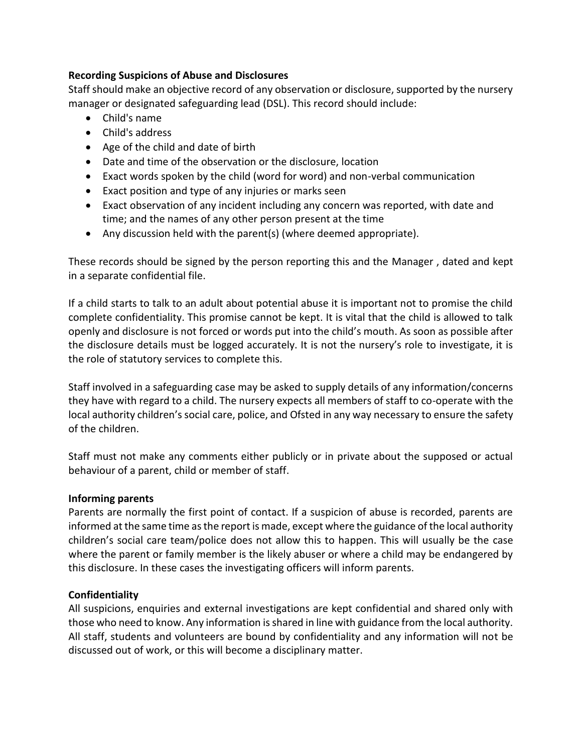**Recording Suspicions of Abuse and Disclosures**

Staff should make an objective record of any observation or disclosure, supported by the nursery manager or designated safeguarding lead (DSL). This record should include:

- Child's name
- Child's address
- Age of the child and date of birth
- Date and time of the observation or the disclosure, location
- Exact words spoken by the child (word for word) and non-verbal communication
- Exact position and type of any injuries or marks seen
- Exact observation of any incident including any concern was reported, with date and time; and the names of any other person present at the time
- Any discussion held with the parent(s) (where deemed appropriate).

These records should be signed by the person reporting this and the Manager , dated and kept in a separate confidential file.

If a child starts to talk to an adult about potential abuse it is important not to promise the child complete confidentiality. This promise cannot be kept. It is vital that the child is allowed to talk openly and disclosure is not forced or words put into the child's mouth. As soon as possible after the disclosure details must be logged accurately. It is not the nursery's role to investigate, it is the role of statutory services to complete this.

Staff involved in a safeguarding case may be asked to supply details of any information/concerns they have with regard to a child. The nursery expects all members of staff to co-operate with the local authority children's social care, police, and Ofsted in any way necessary to ensure the safety of the children.

Staff must not make any comments either publicly or in private about the supposed or actual behaviour of a parent, child or member of staff.

**Informing parents**

Parents are normally the first point of contact. If a suspicion of abuse is recorded, parents are informed at the same time as the report is made, except where the guidance of the local authority children's social care team/police does not allow this to happen. This will usually be the case where the parent or family member is the likely abuser or where a child may be endangered by this disclosure. In these cases the investigating officers will inform parents.

**Confidentiality**

All suspicions, enquiries and external investigations are kept confidential and shared only with those who need to know. Any information is shared in line with guidance from the local authority. All staff, students and volunteers are bound by confidentiality and any information will not be discussed out of work, or this will become a disciplinary matter.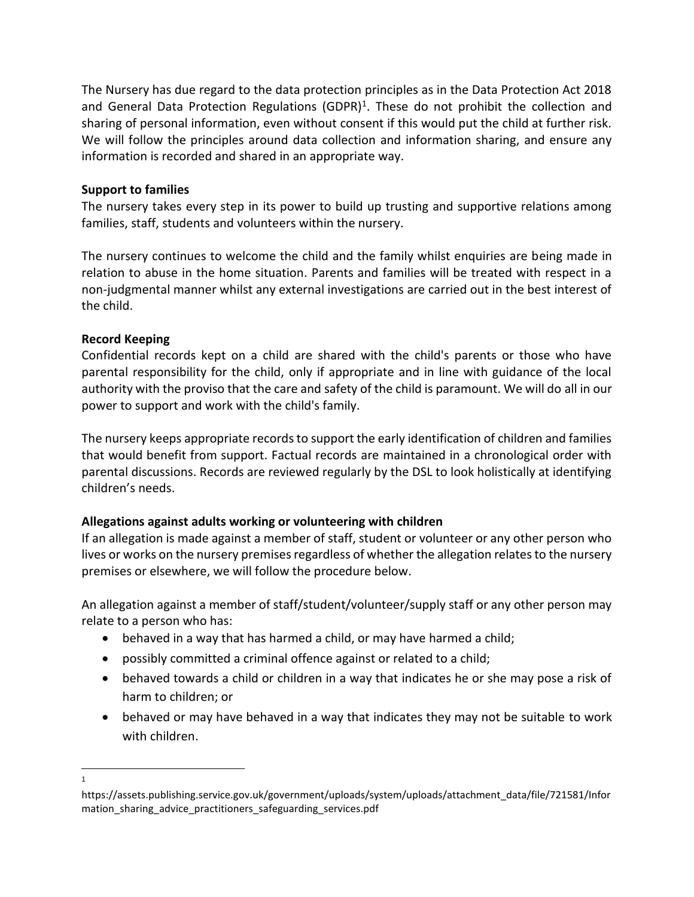The Nursery has due regard to the data protection principles as in the Data Protection Act 2018 and General Data Protection Regulations (GDPR)[1]. These do not prohibit the collection and sharing of personal information, even without consent if this would put the child at further risk. We will follow the principles around data collection and information sharing, and ensure any information is recorded and shared in an appropriate way.

**Support to families**

The nursery takes every step in its power to build up trusting and supportive relations among families, staff, students and volunteers within the nursery.

The nursery continues to welcome the child and the family whilst enquiries are being made in relation to abuse in the home situation. Parents and families will be treated with respect in a non-judgmental manner whilst any external investigations are carried out in the best interest of the child.

**Record Keeping**

Confidential records kept on a child are shared with the child's parents or those who have parental responsibility for the child, only if appropriate and in line with guidance of the local authority with the proviso that the care and safety of the child is paramount. We will do all in our power to support and work with the child's family.

The nursery keeps appropriate records to support the early identification of children and families that would benefit from support. Factual records are maintained in a chronological order with parental discussions. Records are reviewed regularly by the DSL to look holistically at identifying children's needs.

**Allegations against adults working or volunteering with children**

If an allegation is made against a member of staff, student or volunteer or any other person who lives or works on the nursery premises regardless of whether the allegation relates to the nursery premises or elsewhere, we will follow the procedure below.

An allegation against a member of staff/student/volunteer/supply staff or any other person may relate to a person who has:

- behaved in a way that has harmed a child, or may have harmed a child;
- possibly committed a criminal offence against or related to a child;
- behaved towards a child or children in a way that indicates he or she may pose a risk of harm to children; or
- behaved or may have behaved in a way that indicates they may not be suitable to work with children.

---

[1] https://assets.publishing.service.gov.uk/government/uploads/system/uploads/attachment_data/file/721581/Information_sharing_advice_practitioners_safeguarding_services.pdf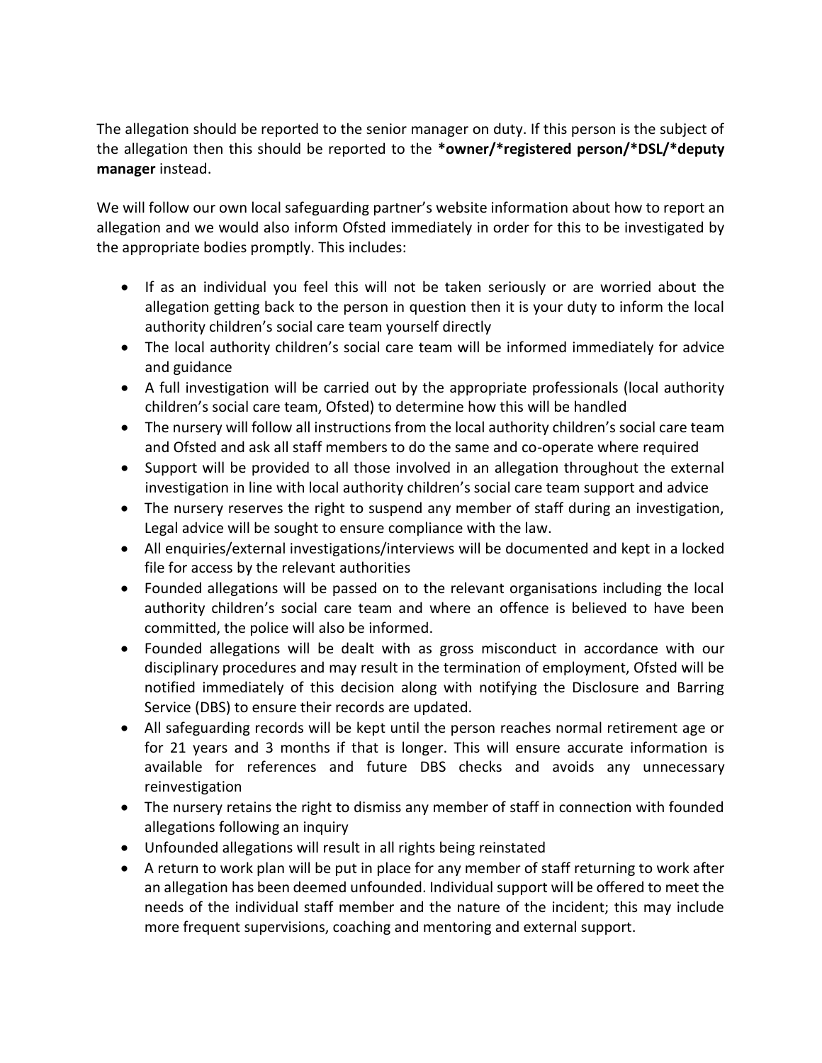The allegation should be reported to the senior manager on duty. If this person is the subject of the allegation then this should be reported to the **\*owner/\*registered person/\*DSL/\*deputy manager** instead.

We will follow our own local safeguarding partner's website information about how to report an allegation and we would also inform Ofsted immediately in order for this to be investigated by the appropriate bodies promptly. This includes:

- If as an individual you feel this will not be taken seriously or are worried about the allegation getting back to the person in question then it is your duty to inform the local authority children's social care team yourself directly
- The local authority children's social care team will be informed immediately for advice and guidance
- A full investigation will be carried out by the appropriate professionals (local authority children's social care team, Ofsted) to determine how this will be handled
- The nursery will follow all instructions from the local authority children's social care team and Ofsted and ask all staff members to do the same and co-operate where required
- Support will be provided to all those involved in an allegation throughout the external investigation in line with local authority children's social care team support and advice
- The nursery reserves the right to suspend any member of staff during an investigation, Legal advice will be sought to ensure compliance with the law.
- All enquiries/external investigations/interviews will be documented and kept in a locked file for access by the relevant authorities
- Founded allegations will be passed on to the relevant organisations including the local authority children's social care team and where an offence is believed to have been committed, the police will also be informed.
- Founded allegations will be dealt with as gross misconduct in accordance with our disciplinary procedures and may result in the termination of employment, Ofsted will be notified immediately of this decision along with notifying the Disclosure and Barring Service (DBS) to ensure their records are updated.
- All safeguarding records will be kept until the person reaches normal retirement age or for 21 years and 3 months if that is longer. This will ensure accurate information is available for references and future DBS checks and avoids any unnecessary reinvestigation
- The nursery retains the right to dismiss any member of staff in connection with founded allegations following an inquiry
- Unfounded allegations will result in all rights being reinstated
- A return to work plan will be put in place for any member of staff returning to work after an allegation has been deemed unfounded. Individual support will be offered to meet the needs of the individual staff member and the nature of the incident; this may include more frequent supervisions, coaching and mentoring and external support.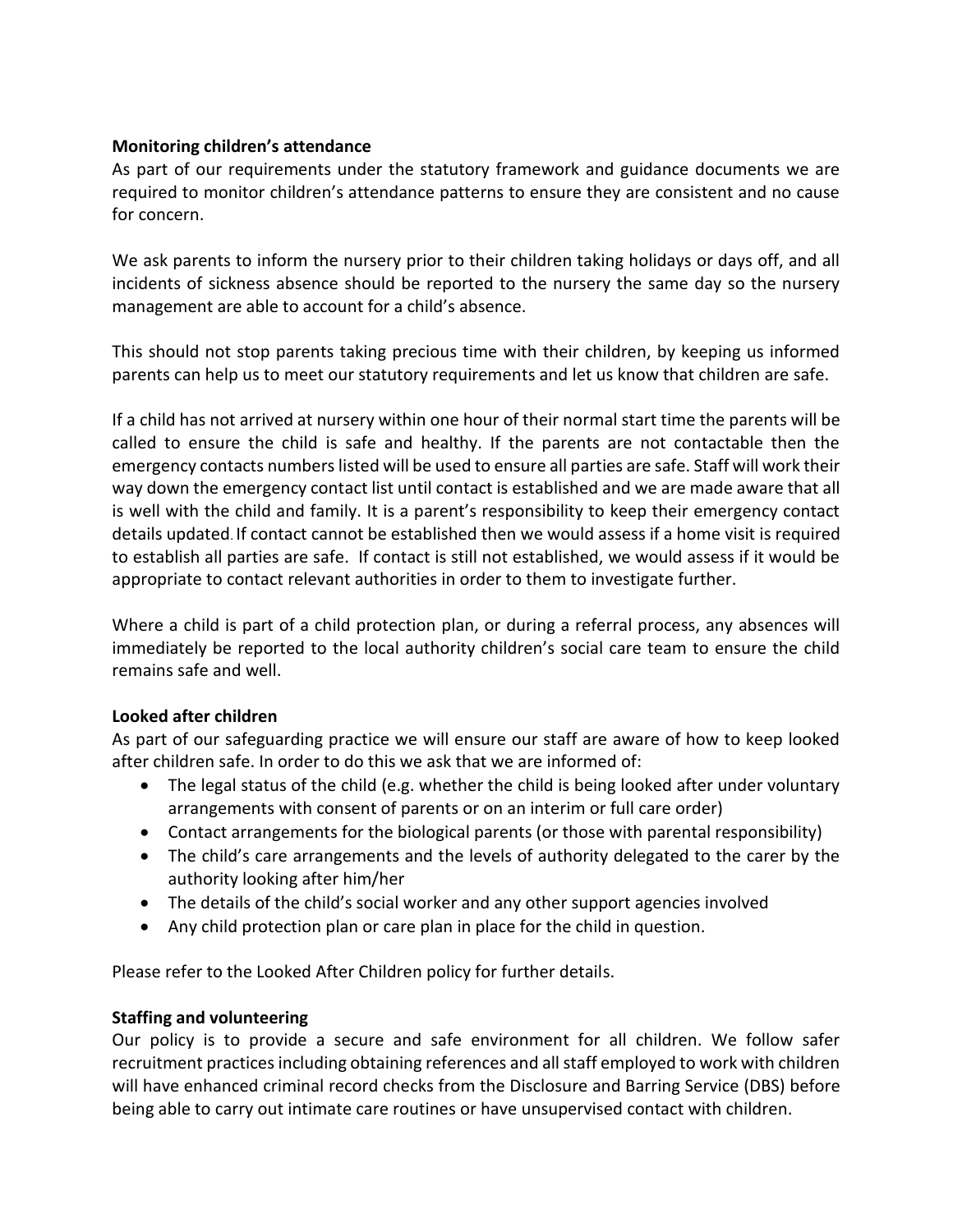**Monitoring children's attendance**

As part of our requirements under the statutory framework and guidance documents we are required to monitor children's attendance patterns to ensure they are consistent and no cause for concern.

We ask parents to inform the nursery prior to their children taking holidays or days off, and all incidents of sickness absence should be reported to the nursery the same day so the nursery management are able to account for a child's absence.

This should not stop parents taking precious time with their children, by keeping us informed parents can help us to meet our statutory requirements and let us know that children are safe.

If a child has not arrived at nursery within one hour of their normal start time the parents will be called to ensure the child is safe and healthy. If the parents are not contactable then the emergency contacts numbers listed will be used to ensure all parties are safe. Staff will work their way down the emergency contact list until contact is established and we are made aware that all is well with the child and family. It is a parent's responsibility to keep their emergency contact details updated. If contact cannot be established then we would assess if a home visit is required to establish all parties are safe. If contact is still not established, we would assess if it would be appropriate to contact relevant authorities in order to them to investigate further.

Where a child is part of a child protection plan, or during a referral process, any absences will immediately be reported to the local authority children's social care team to ensure the child remains safe and well.

**Looked after children**

As part of our safeguarding practice we will ensure our staff are aware of how to keep looked after children safe. In order to do this we ask that we are informed of:

- The legal status of the child (e.g. whether the child is being looked after under voluntary arrangements with consent of parents or on an interim or full care order)
- Contact arrangements for the biological parents (or those with parental responsibility)
- The child's care arrangements and the levels of authority delegated to the carer by the authority looking after him/her
- The details of the child's social worker and any other support agencies involved
- Any child protection plan or care plan in place for the child in question.

Please refer to the Looked After Children policy for further details.

**Staffing and volunteering**

Our policy is to provide a secure and safe environment for all children. We follow safer recruitment practices including obtaining references and all staff employed to work with children will have enhanced criminal record checks from the Disclosure and Barring Service (DBS) before being able to carry out intimate care routines or have unsupervised contact with children.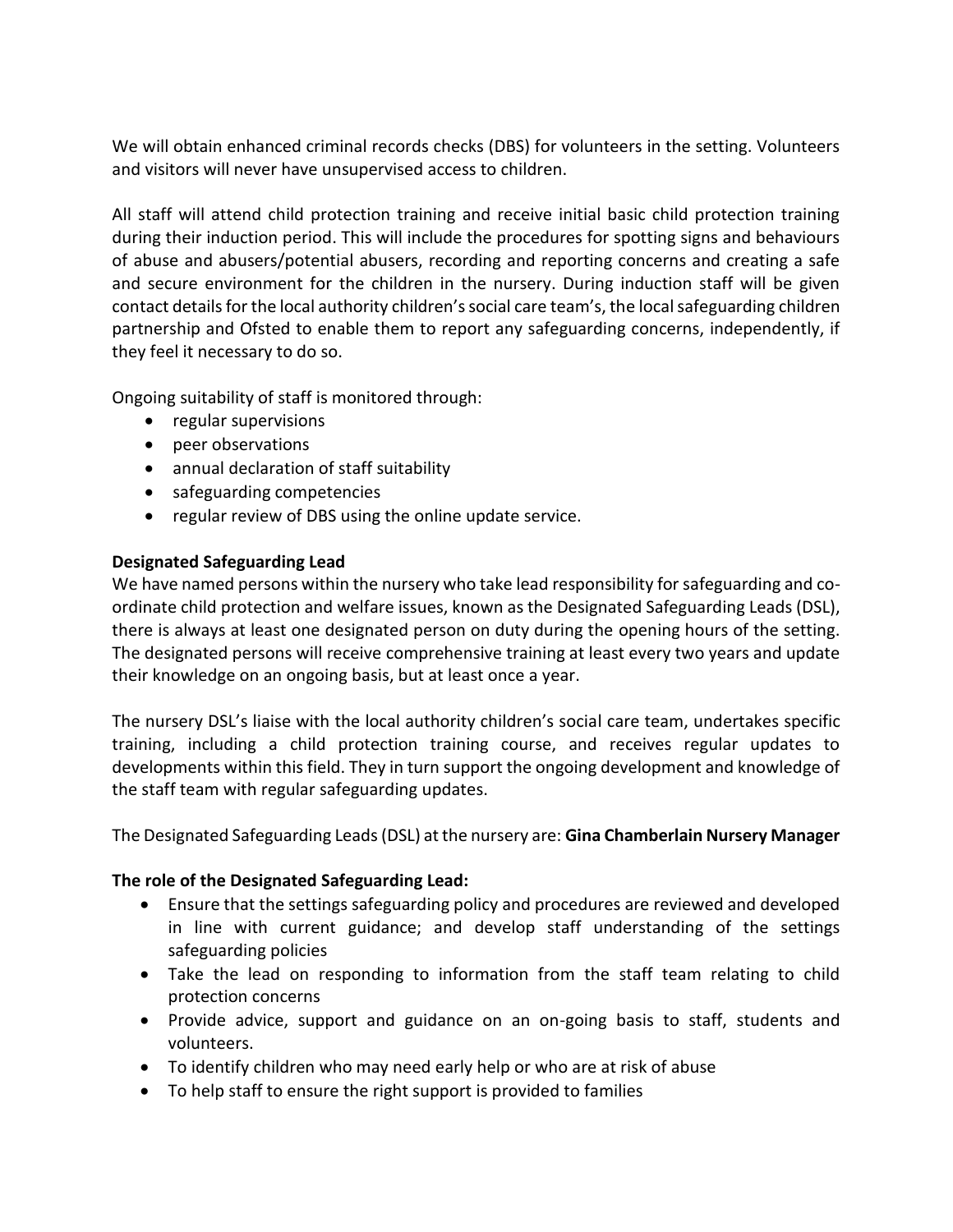We will obtain enhanced criminal records checks (DBS) for volunteers in the setting. Volunteers and visitors will never have unsupervised access to children.

All staff will attend child protection training and receive initial basic child protection training during their induction period. This will include the procedures for spotting signs and behaviours of abuse and abusers/potential abusers, recording and reporting concerns and creating a safe and secure environment for the children in the nursery. During induction staff will be given contact details for the local authority children's social care team's, the local safeguarding children partnership and Ofsted to enable them to report any safeguarding concerns, independently, if they feel it necessary to do so.

Ongoing suitability of staff is monitored through:

- regular supervisions
- peer observations
- annual declaration of staff suitability
- safeguarding competencies
- regular review of DBS using the online update service.

**Designated Safeguarding Lead**

We have named persons within the nursery who take lead responsibility for safeguarding and co-ordinate child protection and welfare issues, known as the Designated Safeguarding Leads (DSL), there is always at least one designated person on duty during the opening hours of the setting. The designated persons will receive comprehensive training at least every two years and update their knowledge on an ongoing basis, but at least once a year.

The nursery DSL's liaise with the local authority children's social care team, undertakes specific training, including a child protection training course, and receives regular updates to developments within this field. They in turn support the ongoing development and knowledge of the staff team with regular safeguarding updates.

The Designated Safeguarding Leads (DSL) at the nursery are: **Gina Chamberlain Nursery Manager**

**The role of the Designated Safeguarding Lead:**

- Ensure that the settings safeguarding policy and procedures are reviewed and developed in line with current guidance; and develop staff understanding of the settings safeguarding policies
- Take the lead on responding to information from the staff team relating to child protection concerns
- Provide advice, support and guidance on an on-going basis to staff, students and volunteers.
- To identify children who may need early help or who are at risk of abuse
- To help staff to ensure the right support is provided to families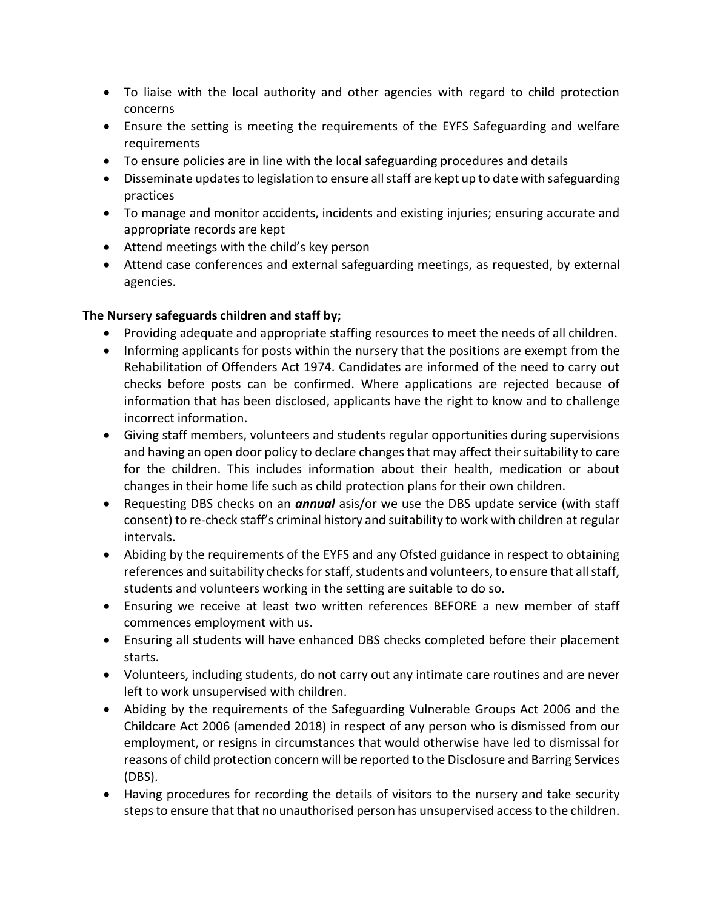- To liaise with the local authority and other agencies with regard to child protection concerns
- Ensure the setting is meeting the requirements of the EYFS Safeguarding and welfare requirements
- To ensure policies are in line with the local safeguarding procedures and details
- Disseminate updates to legislation to ensure all staff are kept up to date with safeguarding practices
- To manage and monitor accidents, incidents and existing injuries; ensuring accurate and appropriate records are kept
- Attend meetings with the child's key person
- Attend case conferences and external safeguarding meetings, as requested, by external agencies.

**The Nursery safeguards children and staff by;**

- Providing adequate and appropriate staffing resources to meet the needs of all children.
- Informing applicants for posts within the nursery that the positions are exempt from the Rehabilitation of Offenders Act 1974. Candidates are informed of the need to carry out checks before posts can be confirmed. Where applications are rejected because of information that has been disclosed, applicants have the right to know and to challenge incorrect information.
- Giving staff members, volunteers and students regular opportunities during supervisions and having an open door policy to declare changes that may affect their suitability to care for the children. This includes information about their health, medication or about changes in their home life such as child protection plans for their own children.
- Requesting DBS checks on an ***annual*** asis/or we use the DBS update service (with staff consent) to re-check staff's criminal history and suitability to work with children at regular intervals.
- Abiding by the requirements of the EYFS and any Ofsted guidance in respect to obtaining references and suitability checks for staff, students and volunteers, to ensure that all staff, students and volunteers working in the setting are suitable to do so.
- Ensuring we receive at least two written references BEFORE a new member of staff commences employment with us.
- Ensuring all students will have enhanced DBS checks completed before their placement starts.
- Volunteers, including students, do not carry out any intimate care routines and are never left to work unsupervised with children.
- Abiding by the requirements of the Safeguarding Vulnerable Groups Act 2006 and the Childcare Act 2006 (amended 2018) in respect of any person who is dismissed from our employment, or resigns in circumstances that would otherwise have led to dismissal for reasons of child protection concern will be reported to the Disclosure and Barring Services (DBS).
- Having procedures for recording the details of visitors to the nursery and take security steps to ensure that that no unauthorised person has unsupervised access to the children.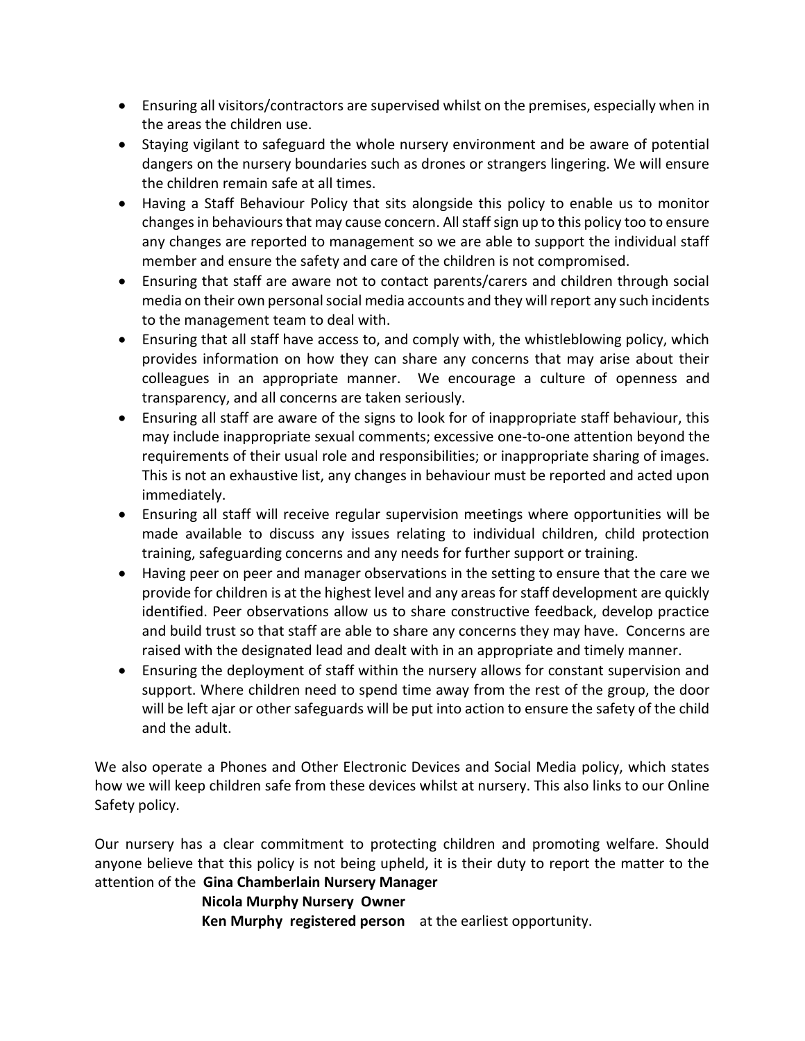- Ensuring all visitors/contractors are supervised whilst on the premises, especially when in the areas the children use.
- Staying vigilant to safeguard the whole nursery environment and be aware of potential dangers on the nursery boundaries such as drones or strangers lingering. We will ensure the children remain safe at all times.
- Having a Staff Behaviour Policy that sits alongside this policy to enable us to monitor changes in behaviours that may cause concern. All staff sign up to this policy too to ensure any changes are reported to management so we are able to support the individual staff member and ensure the safety and care of the children is not compromised.
- Ensuring that staff are aware not to contact parents/carers and children through social media on their own personal social media accounts and they will report any such incidents to the management team to deal with.
- Ensuring that all staff have access to, and comply with, the whistleblowing policy, which provides information on how they can share any concerns that may arise about their colleagues in an appropriate manner. We encourage a culture of openness and transparency, and all concerns are taken seriously.
- Ensuring all staff are aware of the signs to look for of inappropriate staff behaviour, this may include inappropriate sexual comments; excessive one-to-one attention beyond the requirements of their usual role and responsibilities; or inappropriate sharing of images. This is not an exhaustive list, any changes in behaviour must be reported and acted upon immediately.
- Ensuring all staff will receive regular supervision meetings where opportunities will be made available to discuss any issues relating to individual children, child protection training, safeguarding concerns and any needs for further support or training.
- Having peer on peer and manager observations in the setting to ensure that the care we provide for children is at the highest level and any areas for staff development are quickly identified. Peer observations allow us to share constructive feedback, develop practice and build trust so that staff are able to share any concerns they may have. Concerns are raised with the designated lead and dealt with in an appropriate and timely manner.
- Ensuring the deployment of staff within the nursery allows for constant supervision and support. Where children need to spend time away from the rest of the group, the door will be left ajar or other safeguards will be put into action to ensure the safety of the child and the adult.

We also operate a Phones and Other Electronic Devices and Social Media policy, which states how we will keep children safe from these devices whilst at nursery. This also links to our Online Safety policy.

Our nursery has a clear commitment to protecting children and promoting welfare. Should anyone believe that this policy is not being upheld, it is their duty to report the matter to the attention of the **Gina Chamberlain Nursery Manager**
**Nicola Murphy Nursery Owner**
**Ken Murphy registered person** at the earliest opportunity.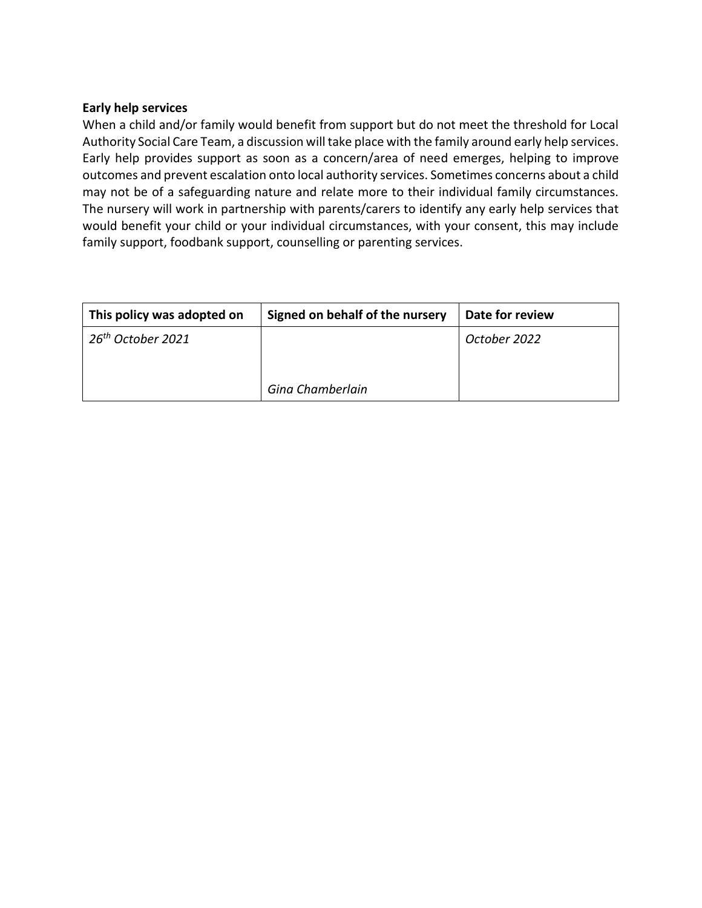**Early help services**

When a child and/or family would benefit from support but do not meet the threshold for Local Authority Social Care Team, a discussion will take place with the family around early help services. Early help provides support as soon as a concern/area of need emerges, helping to improve outcomes and prevent escalation onto local authority services. Sometimes concerns about a child may not be of a safeguarding nature and relate more to their individual family circumstances. The nursery will work in partnership with parents/carers to identify any early help services that would benefit your child or your individual circumstances, with your consent, this may include family support, foodbank support, counselling or parenting services.

| This policy was adopted on | Signed on behalf of the nursery | Date for review |
|---|---|---|
| *26th October 2021* | *Gina Chamberlain* | *October 2022* |